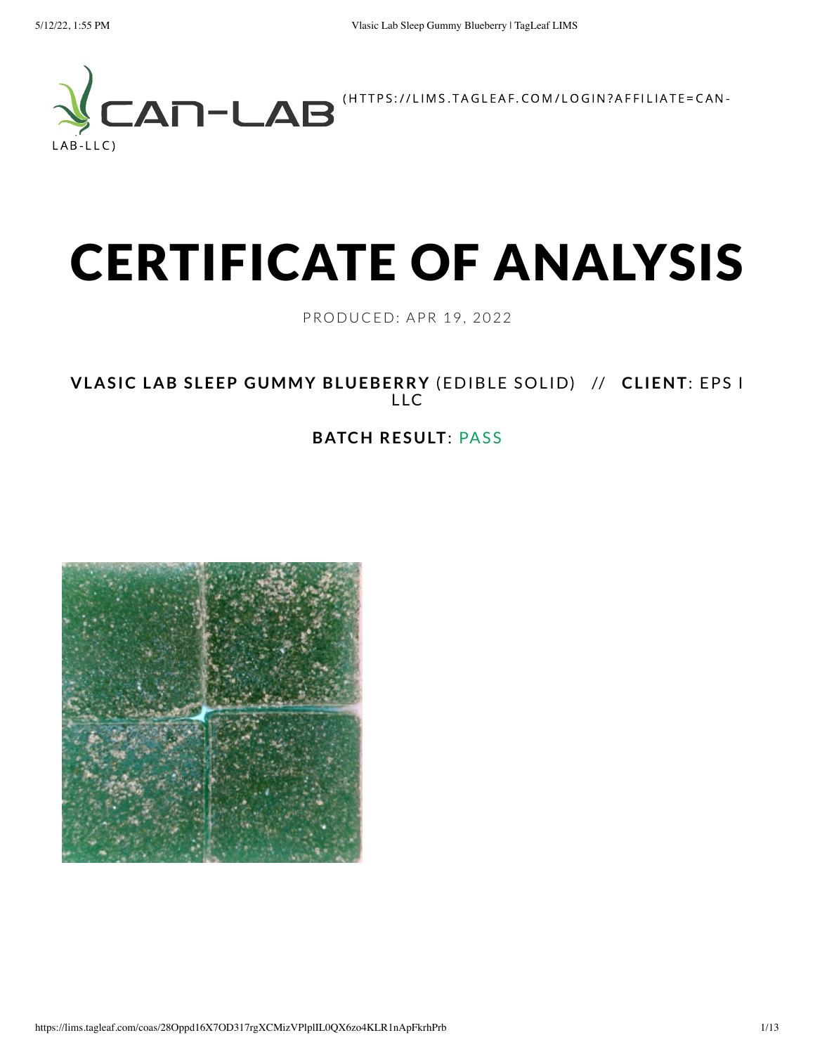CAN-LAB (HTTPS://LIMS.TAGLEAF.COM/LOGIN?AFFILIATE=CAN-LAB-LLC)

# CERTIFICATE OF ANALYSIS

PRODUCED: APR 19, 2022

**VLASIC LAB SLEEP GUMMY BLUEBERRY** (EDIBLE SOLID) // **CLIENT**: EPS I LLC

**BATCH RESULT**: PASS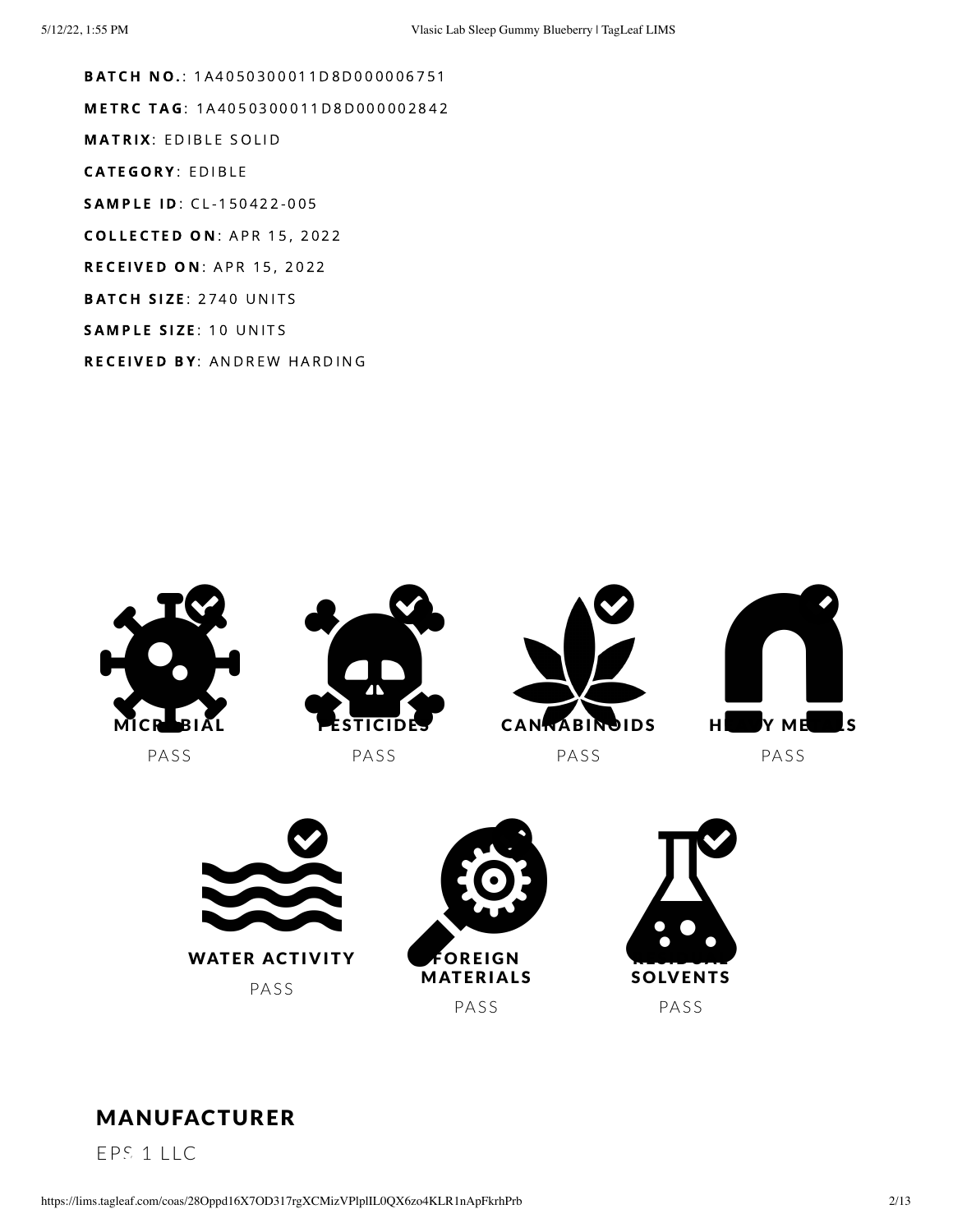**BATCH NO.**: 1A4050300011D8D000006751

**METRC TAG**: 1A4050300011D8D000002842

**MATRIX**: EDIBLE SOLID

**CATEGORY**: EDIBLE

**SAMPLE ID**: CL-150422-005

**COLLECTED ON**: APR 15, 2022

**RECEIVED ON**: APR 15, 2022

**BATCH SIZE**: 2740 UNITS

**SAMPLE SIZE**: 10 UNITS

**RECEIVED BY**: ANDREW HARDING

**MICROBIAL**
PASS

**PESTICIDES**
PASS

**CANNABINOIDS**
PASS

**HEAVY METALS**
PASS

**WATER ACTIVITY**
PASS

**FOREIGN MATERIALS**
PASS

**RESIDUAL SOLVENTS**
PASS

## MANUFACTURER

EPS 1 LLC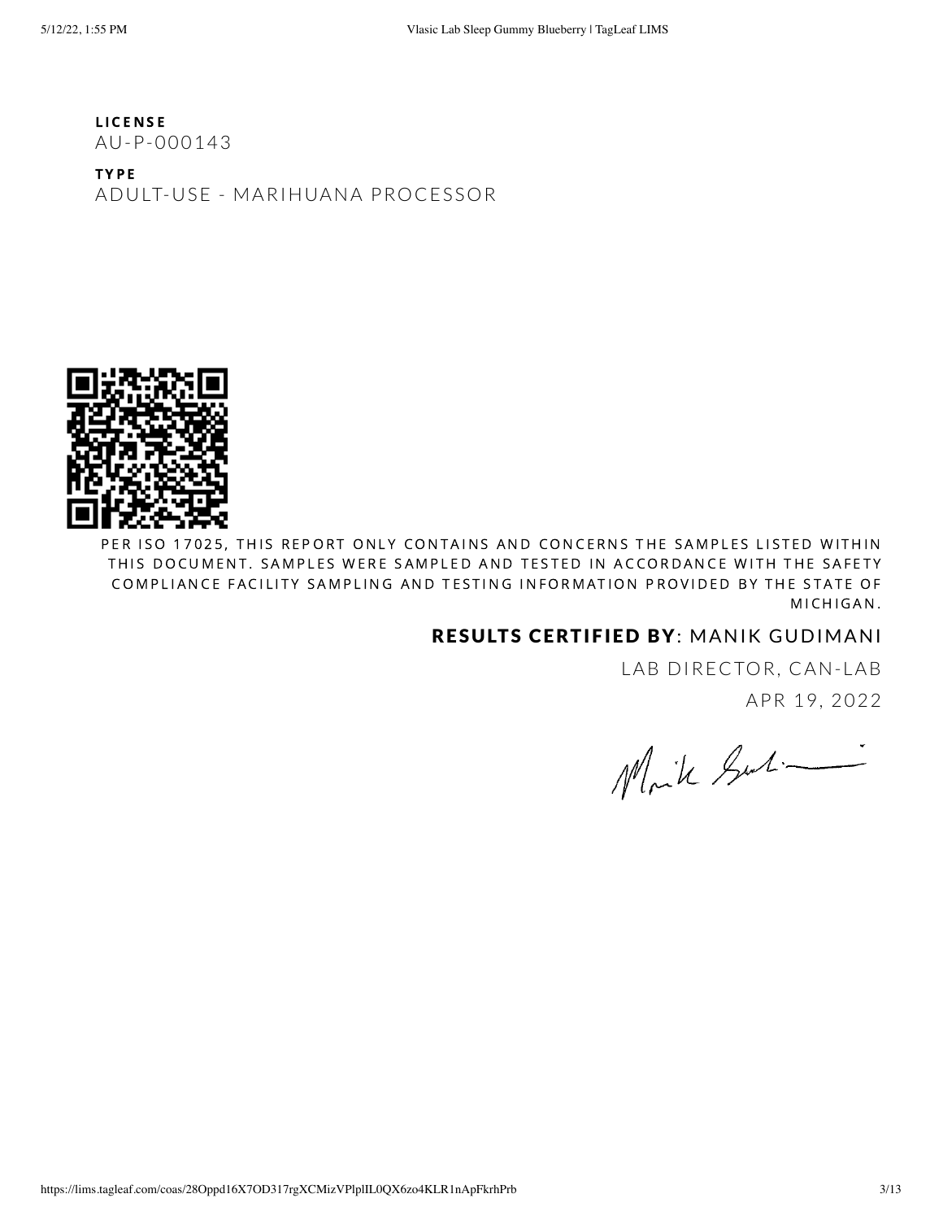**LICENSE**

AU-P-000143

**TYPE**

ADULT-USE - MARIHUANA PROCESSOR

PER ISO 17025, THIS REPORT ONLY CONTAINS AND CONCERNS THE SAMPLES LISTED WITHIN THIS DOCUMENT. SAMPLES WERE SAMPLED AND TESTED IN ACCORDANCE WITH THE SAFETY COMPLIANCE FACILITY SAMPLING AND TESTING INFORMATION PROVIDED BY THE STATE OF MICHIGAN.

**RESULTS CERTIFIED BY**: MANIK GUDIMANI

LAB DIRECTOR, CAN-LAB

APR 19, 2022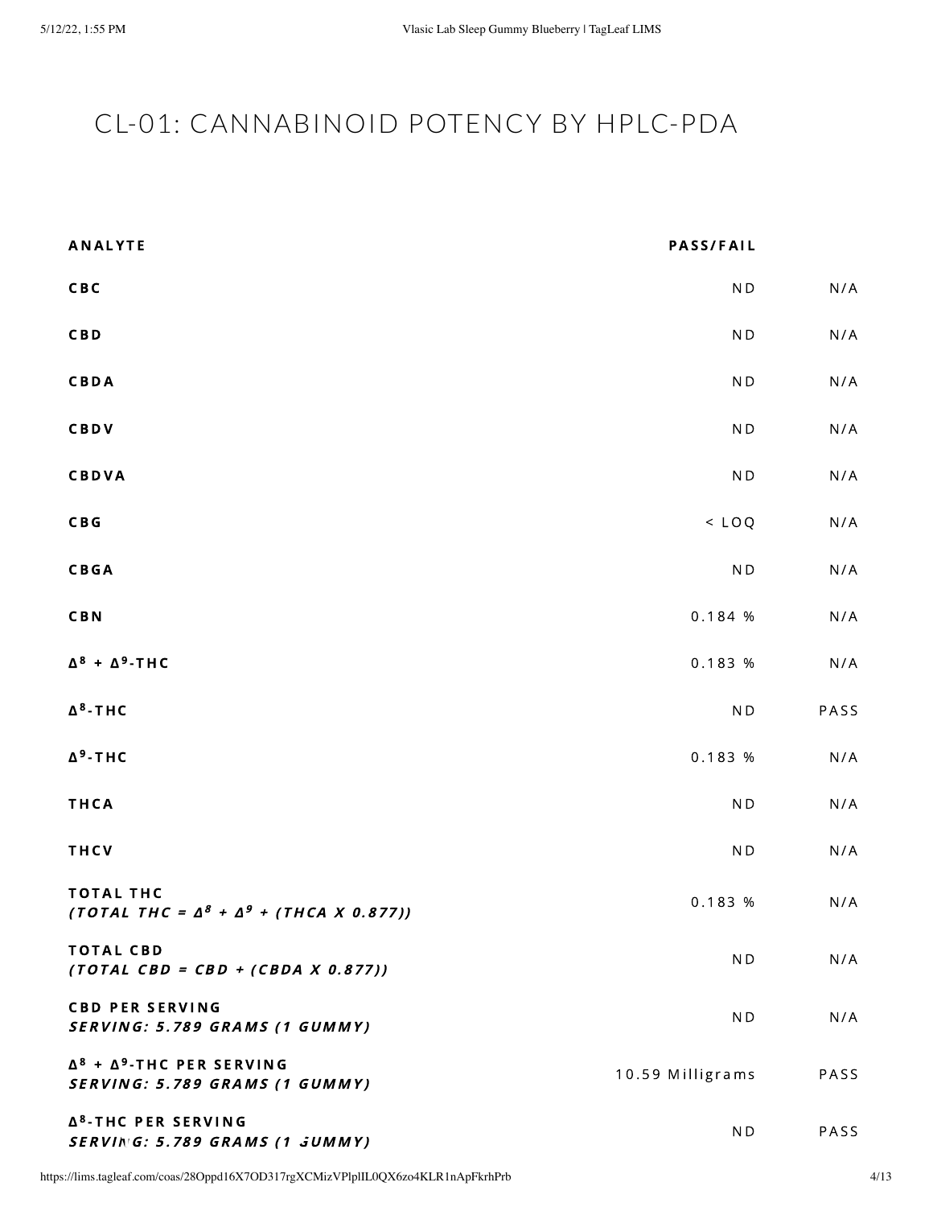# CL-01: CANNABINOID POTENCY BY HPLC-PDA

| ANALYTE | PASS/FAIL | |
|---|---|---|
| **CBC** | ND | N/A |
| **CBD** | ND | N/A |
| **CBDA** | ND | N/A |
| **CBDV** | ND | N/A |
| **CBDVA** | ND | N/A |
| **CBG** | < LOQ | N/A |
| **CBGA** | ND | N/A |
| **CBN** | 0.184 % | N/A |
| **$\Delta^8$ + $\Delta^9$-THC** | 0.183 % | N/A |
| **$\Delta^8$-THC** | ND | PASS |
| **$\Delta^9$-THC** | 0.183 % | N/A |
| **THCA** | ND | N/A |
| **THCV** | ND | N/A |
| **TOTAL THC** ***(TOTAL THC = $\Delta^8$ + $\Delta^9$ + (THCA X 0.877))*** | 0.183 % | N/A |
| **TOTAL CBD** ***(TOTAL CBD = CBD + (CBDA X 0.877))*** | ND | N/A |
| **CBD PER SERVING** ***SERVING: 5.789 GRAMS (1 GUMMY)*** | ND | N/A |
| **$\Delta^8$ + $\Delta^9$-THC PER SERVING** ***SERVING: 5.789 GRAMS (1 GUMMY)*** | 10.59 Milligrams | PASS |
| **$\Delta^8$-THC PER SERVING** ***SERVING: 5.789 GRAMS (1 GUMMY)*** | ND | PASS |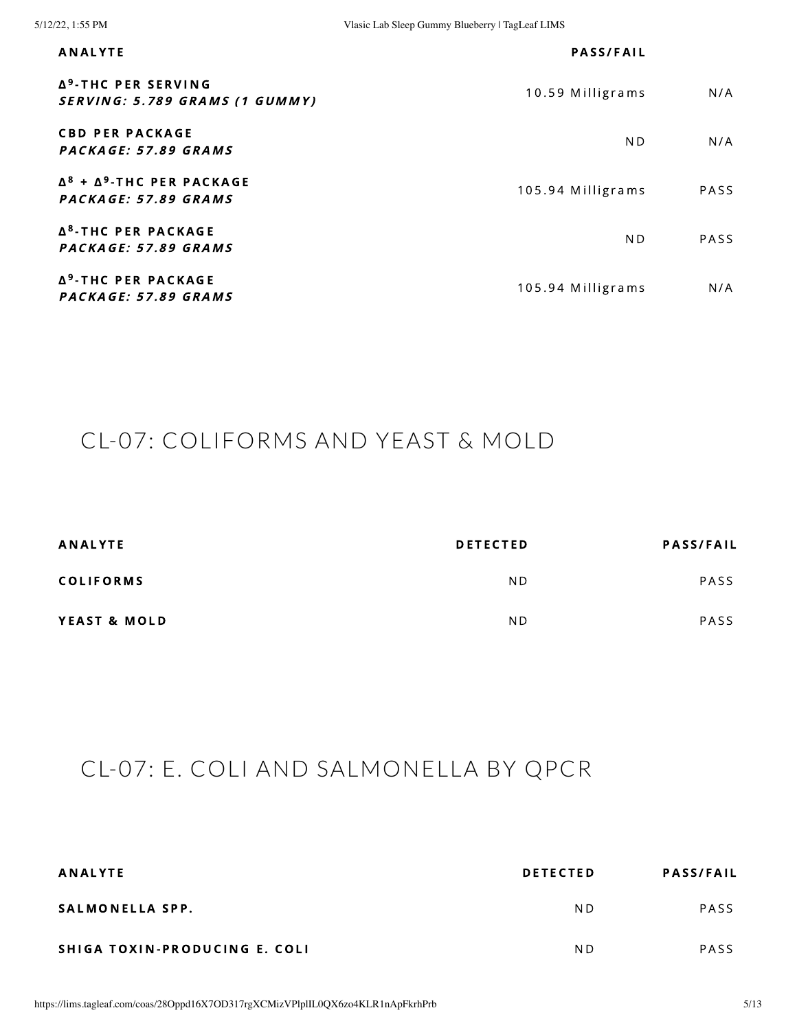| ANALYTE | PASS/FAIL | |
|---|---|---|
| **$\Delta^9$-THC PER SERVING** *SERVING: 5.789 GRAMS (1 GUMMY)* | 10.59 Milligrams | N/A |
| **CBD PER PACKAGE** *PACKAGE: 57.89 GRAMS* | ND | N/A |
| **$\Delta^8$ + $\Delta^9$-THC PER PACKAGE** *PACKAGE: 57.89 GRAMS* | 105.94 Milligrams | PASS |
| **$\Delta^8$-THC PER PACKAGE** *PACKAGE: 57.89 GRAMS* | ND | PASS |
| **$\Delta^9$-THC PER PACKAGE** *PACKAGE: 57.89 GRAMS* | 105.94 Milligrams | N/A |

## CL-07: COLIFORMS AND YEAST & MOLD

| ANALYTE | DETECTED | PASS/FAIL |
|---|---|---|
| COLIFORMS | ND | PASS |
| YEAST & MOLD | ND | PASS |

## CL-07: E. COLI AND SALMONELLA BY QPCR

| ANALYTE | DETECTED | PASS/FAIL |
|---|---|---|
| SALMONELLA SPP. | ND | PASS |
| SHIGA TOXIN-PRODUCING E. COLI | ND | PASS |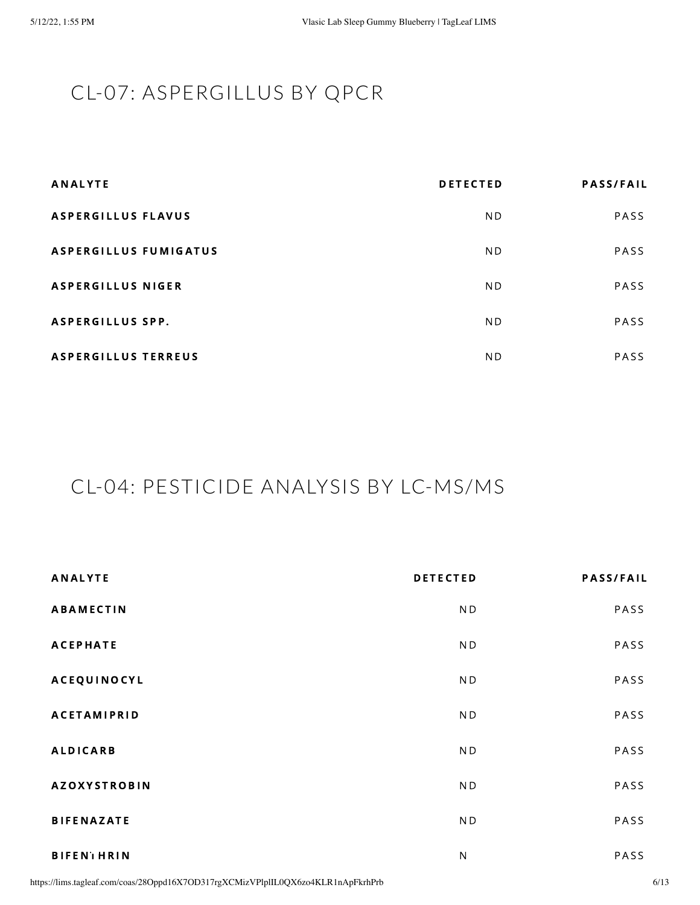## CL-07: ASPERGILLUS BY QPCR

| ANALYTE | DETECTED | PASS/FAIL |
|---|---|---|
| ASPERGILLUS FLAVUS | ND | PASS |
| ASPERGILLUS FUMIGATUS | ND | PASS |
| ASPERGILLUS NIGER | ND | PASS |
| ASPERGILLUS SPP. | ND | PASS |
| ASPERGILLUS TERREUS | ND | PASS |

## CL-04: PESTICIDE ANALYSIS BY LC-MS/MS

| ANALYTE | DETECTED | PASS/FAIL |
|---|---|---|
| ABAMECTIN | ND | PASS |
| ACEPHATE | ND | PASS |
| ACEQUINOCYL | ND | PASS |
| ACETAMIPRID | ND | PASS |
| ALDICARB | ND | PASS |
| AZOXYSTROBIN | ND | PASS |
| BIFENAZATE | ND | PASS |
| BIFENTHRIN | N | PASS |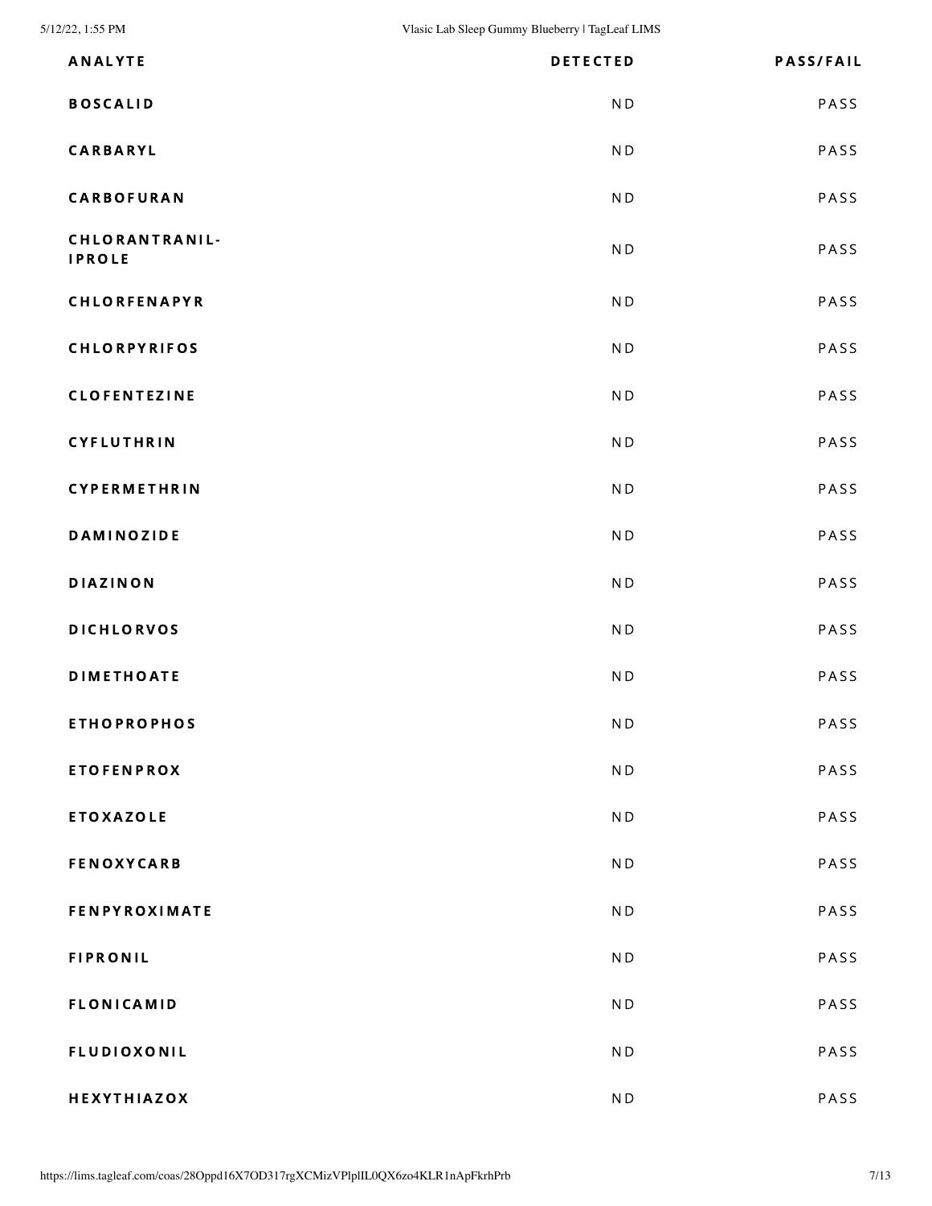| ANALYTE | DETECTED | PASS/FAIL |
| --- | --- | --- |
| BOSCALID | ND | PASS |
| CARBARYL | ND | PASS |
| CARBOFURAN | ND | PASS |
| CHLORANTRANIL-IPROLE | ND | PASS |
| CHLORFENAPYR | ND | PASS |
| CHLORPYRIFOS | ND | PASS |
| CLOFENTEZINE | ND | PASS |
| CYFLUTHRIN | ND | PASS |
| CYPERMETHRIN | ND | PASS |
| DAMINOZIDE | ND | PASS |
| DIAZINON | ND | PASS |
| DICHLORVOS | ND | PASS |
| DIMETHOATE | ND | PASS |
| ETHOPROPHOS | ND | PASS |
| ETOFENPROX | ND | PASS |
| ETOXAZOLE | ND | PASS |
| FENOXYCARB | ND | PASS |
| FENPYROXIMATE | ND | PASS |
| FIPRONIL | ND | PASS |
| FLONICAMID | ND | PASS |
| FLUDIOXONIL | ND | PASS |
| HEXYTHIAZOX | ND | PASS |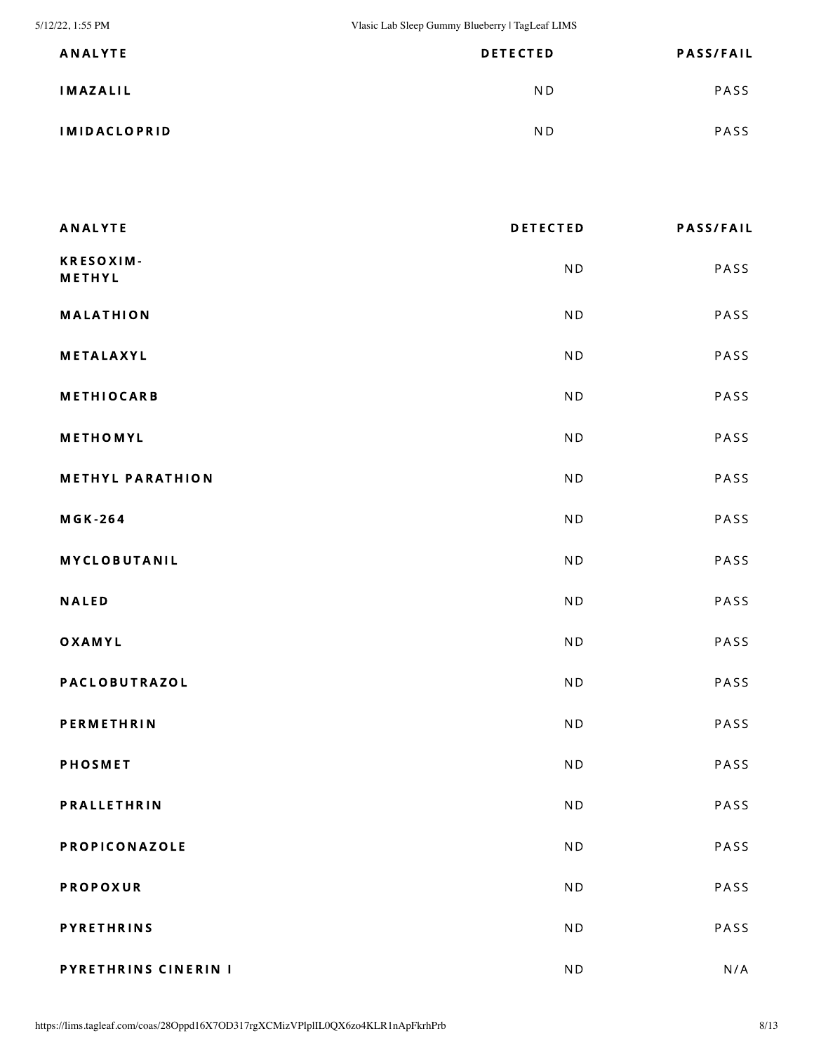| ANALYTE | DETECTED | PASS/FAIL |
| --- | --- | --- |
| IMAZALIL | ND | PASS |
| IMIDACLOPRID | ND | PASS |

| ANALYTE | DETECTED | PASS/FAIL |
| --- | --- | --- |
| KRESOXIM-METHYL | ND | PASS |
| MALATHION | ND | PASS |
| METALAXYL | ND | PASS |
| METHIOCARB | ND | PASS |
| METHOMYL | ND | PASS |
| METHYL PARATHION | ND | PASS |
| MGK-264 | ND | PASS |
| MYCLOBUTANIL | ND | PASS |
| NALED | ND | PASS |
| OXAMYL | ND | PASS |
| PACLOBUTRAZOL | ND | PASS |
| PERMETHRIN | ND | PASS |
| PHOSMET | ND | PASS |
| PRALLETHRIN | ND | PASS |
| PROPICONAZOLE | ND | PASS |
| PROPOXUR | ND | PASS |
| PYRETHRINS | ND | PASS |
| PYRETHRINS CINERIN I | ND | N/A |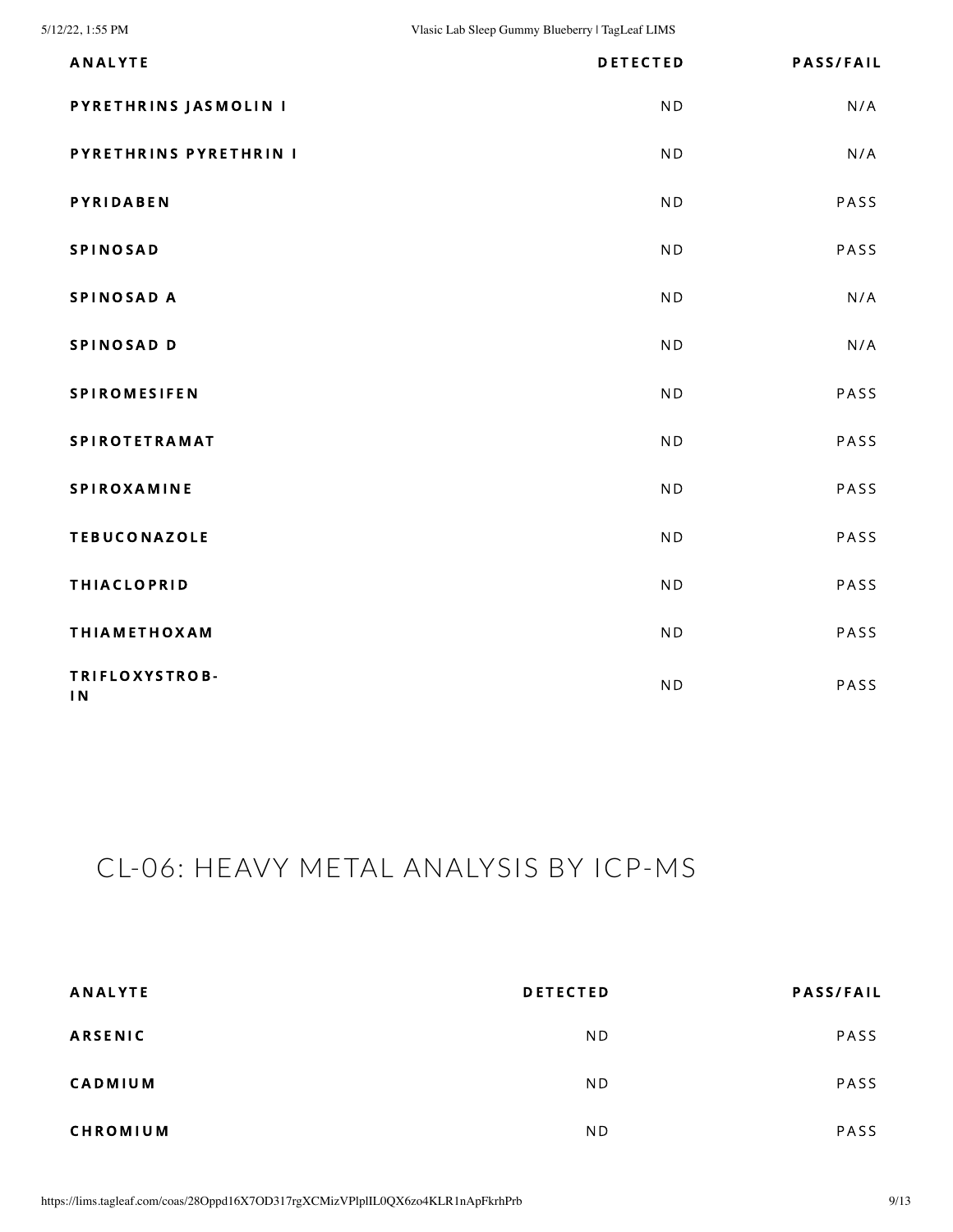| ANALYTE | DETECTED | PASS/FAIL |
|---|---|---|
| PYRETHRINS JASMOLIN I | ND | N/A |
| PYRETHRINS PYRETHRIN I | ND | N/A |
| PYRIDABEN | ND | PASS |
| SPINOSAD | ND | PASS |
| SPINOSAD A | ND | N/A |
| SPINOSAD D | ND | N/A |
| SPIROMESIFEN | ND | PASS |
| SPIROTETRAMAT | ND | PASS |
| SPIROXAMINE | ND | PASS |
| TEBUCONAZOLE | ND | PASS |
| THIACLOPRID | ND | PASS |
| THIAMETHOXAM | ND | PASS |
| TRIFLOXYSTROBIN | ND | PASS |

## CL-06: HEAVY METAL ANALYSIS BY ICP-MS

| ANALYTE | DETECTED | PASS/FAIL |
|---|---|---|
| ARSENIC | ND | PASS |
| CADMIUM | ND | PASS |
| CHROMIUM | ND | PASS |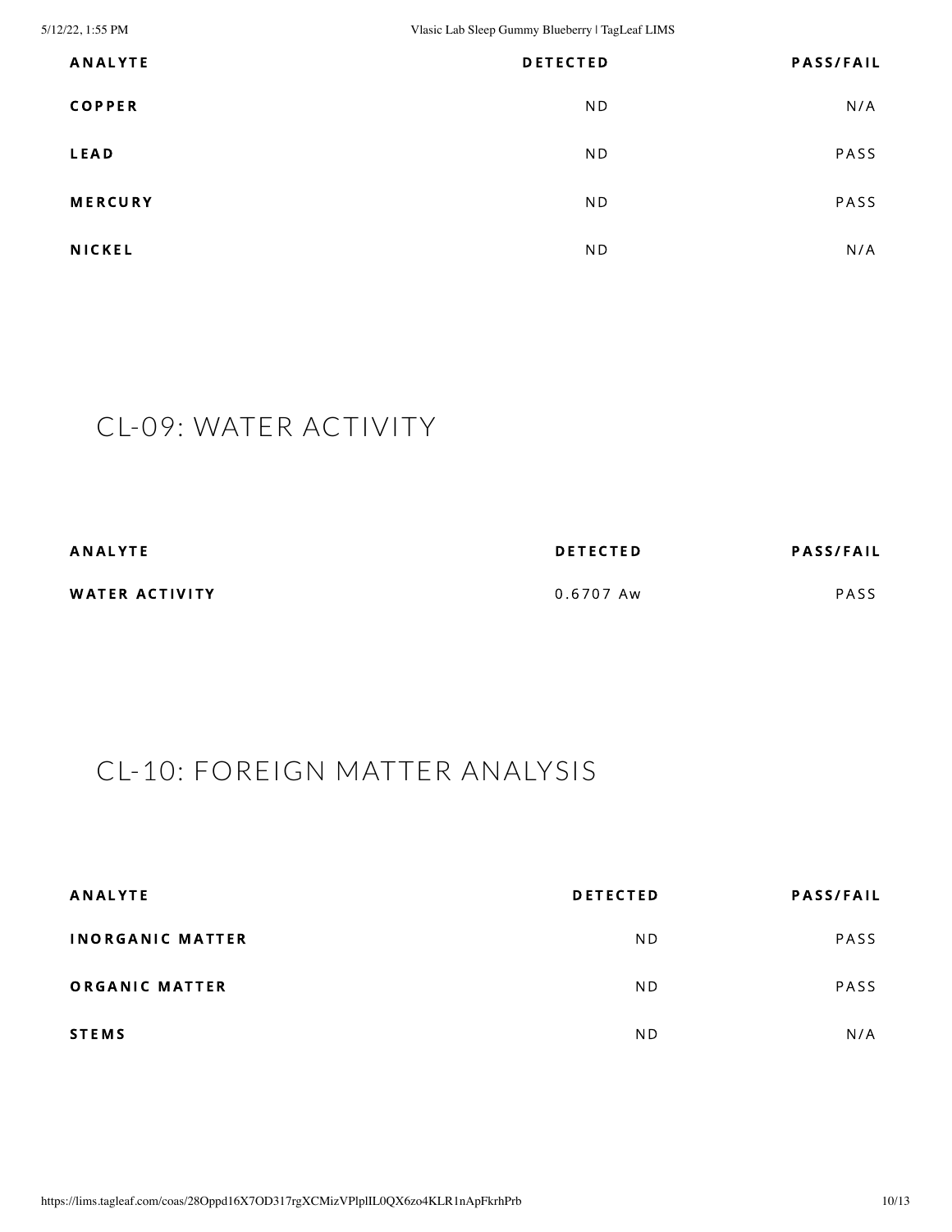| ANALYTE | DETECTED | PASS/FAIL |
| --- | --- | --- |
| COPPER | ND | N/A |
| LEAD | ND | PASS |
| MERCURY | ND | PASS |
| NICKEL | ND | N/A |

## CL-09: WATER ACTIVITY

| ANALYTE | DETECTED | PASS/FAIL |
| --- | --- | --- |
| WATER ACTIVITY | 0.6707 Aw | PASS |

## CL-10: FOREIGN MATTER ANALYSIS

| ANALYTE | DETECTED | PASS/FAIL |
| --- | --- | --- |
| INORGANIC MATTER | ND | PASS |
| ORGANIC MATTER | ND | PASS |
| STEMS | ND | N/A |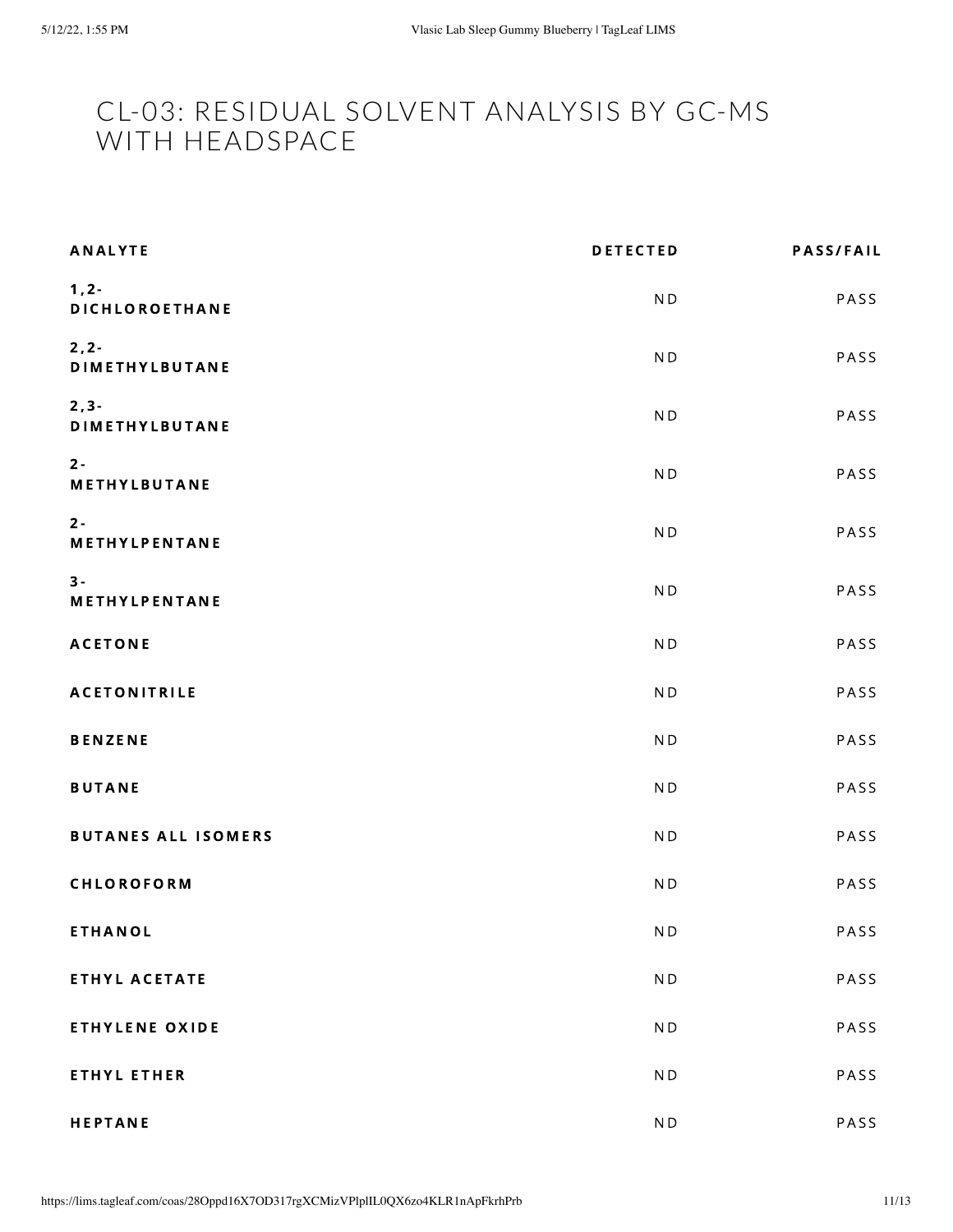# CL-03: RESIDUAL SOLVENT ANALYSIS BY GC-MS WITH HEADSPACE

| ANALYTE | DETECTED | PASS/FAIL |
| --- | --- | --- |
| 1,2-DICHLOROETHANE | ND | PASS |
| 2,2-DIMETHYLBUTANE | ND | PASS |
| 2,3-DIMETHYLBUTANE | ND | PASS |
| 2-METHYLBUTANE | ND | PASS |
| 2-METHYLPENTANE | ND | PASS |
| 3-METHYLPENTANE | ND | PASS |
| ACETONE | ND | PASS |
| ACETONITRILE | ND | PASS |
| BENZENE | ND | PASS |
| BUTANE | ND | PASS |
| BUTANES ALL ISOMERS | ND | PASS |
| CHLOROFORM | ND | PASS |
| ETHANOL | ND | PASS |
| ETHYL ACETATE | ND | PASS |
| ETHYLENE OXIDE | ND | PASS |
| ETHYL ETHER | ND | PASS |
| HEPTANE | ND | PASS |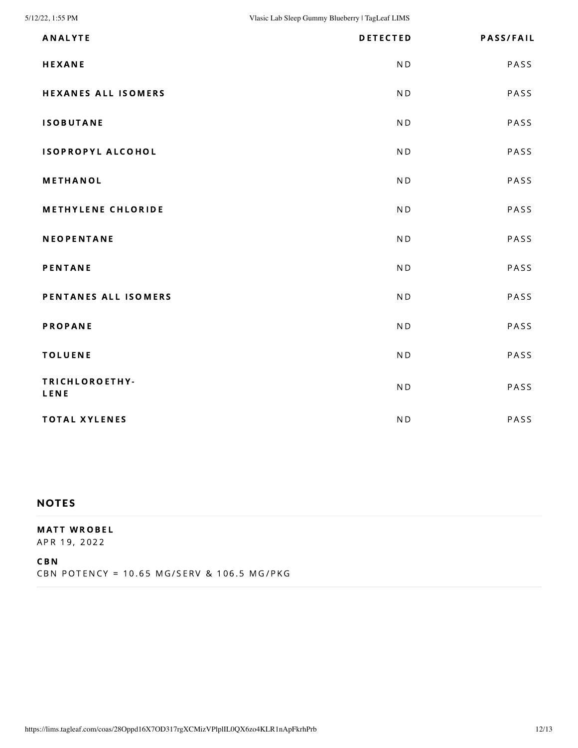| ANALYTE | DETECTED | PASS/FAIL |
| --- | --- | --- |
| HEXANE | ND | PASS |
| HEXANES ALL ISOMERS | ND | PASS |
| ISOBUTANE | ND | PASS |
| ISOPROPYL ALCOHOL | ND | PASS |
| METHANOL | ND | PASS |
| METHYLENE CHLORIDE | ND | PASS |
| NEOPENTANE | ND | PASS |
| PENTANE | ND | PASS |
| PENTANES ALL ISOMERS | ND | PASS |
| PROPANE | ND | PASS |
| TOLUENE | ND | PASS |
| TRICHLOROETHYLENE | ND | PASS |
| TOTAL XYLENES | ND | PASS |

## NOTES

**MATT WROBEL**
APR 19, 2022

**CBN**
CBN POTENCY = 10.65 MG/SERV & 106.5 MG/PKG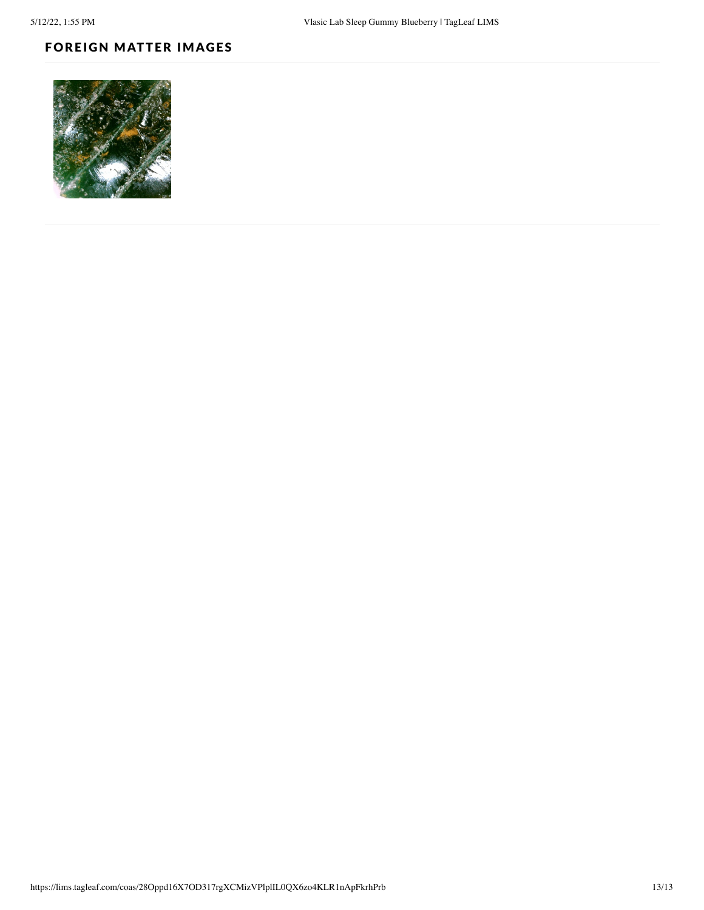## FOREIGN MATTER IMAGES